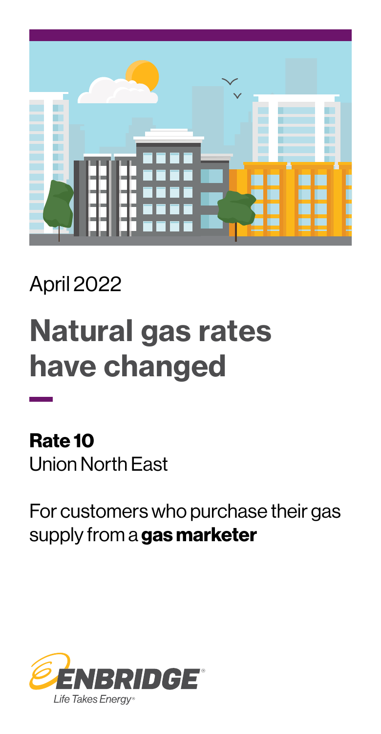April 2022

# Natural gas rates have changed

**Rate 10**
Union North East

For customers who purchase their gas supply from a **gas marketer**

ENBRIDGE®
Life Takes Energy®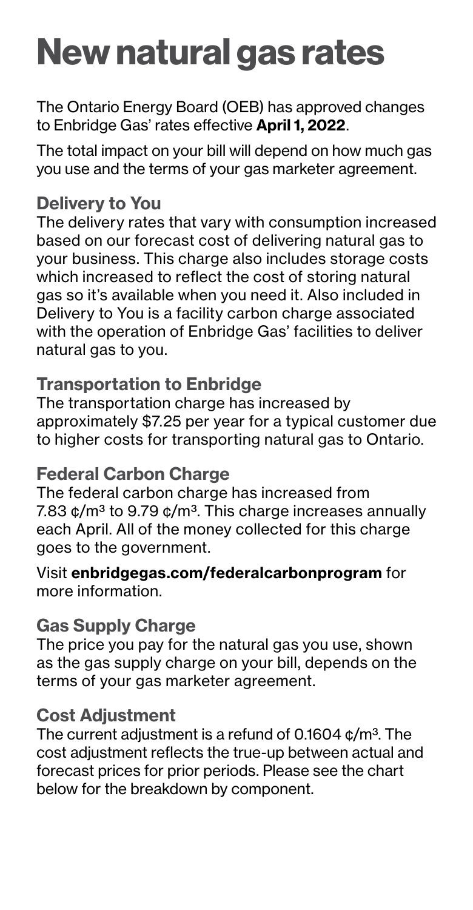# New natural gas rates

The Ontario Energy Board (OEB) has approved changes to Enbridge Gas' rates effective **April 1, 2022**.

The total impact on your bill will depend on how much gas you use and the terms of your gas marketer agreement.

## Delivery to You

The delivery rates that vary with consumption increased based on our forecast cost of delivering natural gas to your business. This charge also includes storage costs which increased to reflect the cost of storing natural gas so it's available when you need it. Also included in Delivery to You is a facility carbon charge associated with the operation of Enbridge Gas' facilities to deliver natural gas to you.

## Transportation to Enbridge

The transportation charge has increased by approximately $7.25 per year for a typical customer due to higher costs for transporting natural gas to Ontario.

## Federal Carbon Charge

The federal carbon charge has increased from 7.83 ¢/$m^3$ to 9.79 ¢/$m^3$. This charge increases annually each April. All of the money collected for this charge goes to the government.

Visit **enbridgegas.com/federalcarbonprogram** for more information.

## Gas Supply Charge

The price you pay for the natural gas you use, shown as the gas supply charge on your bill, depends on the terms of your gas marketer agreement.

## Cost Adjustment

The current adjustment is a refund of 0.1604 ¢/$m^3$. The cost adjustment reflects the true-up between actual and forecast prices for prior periods. Please see the chart below for the breakdown by component.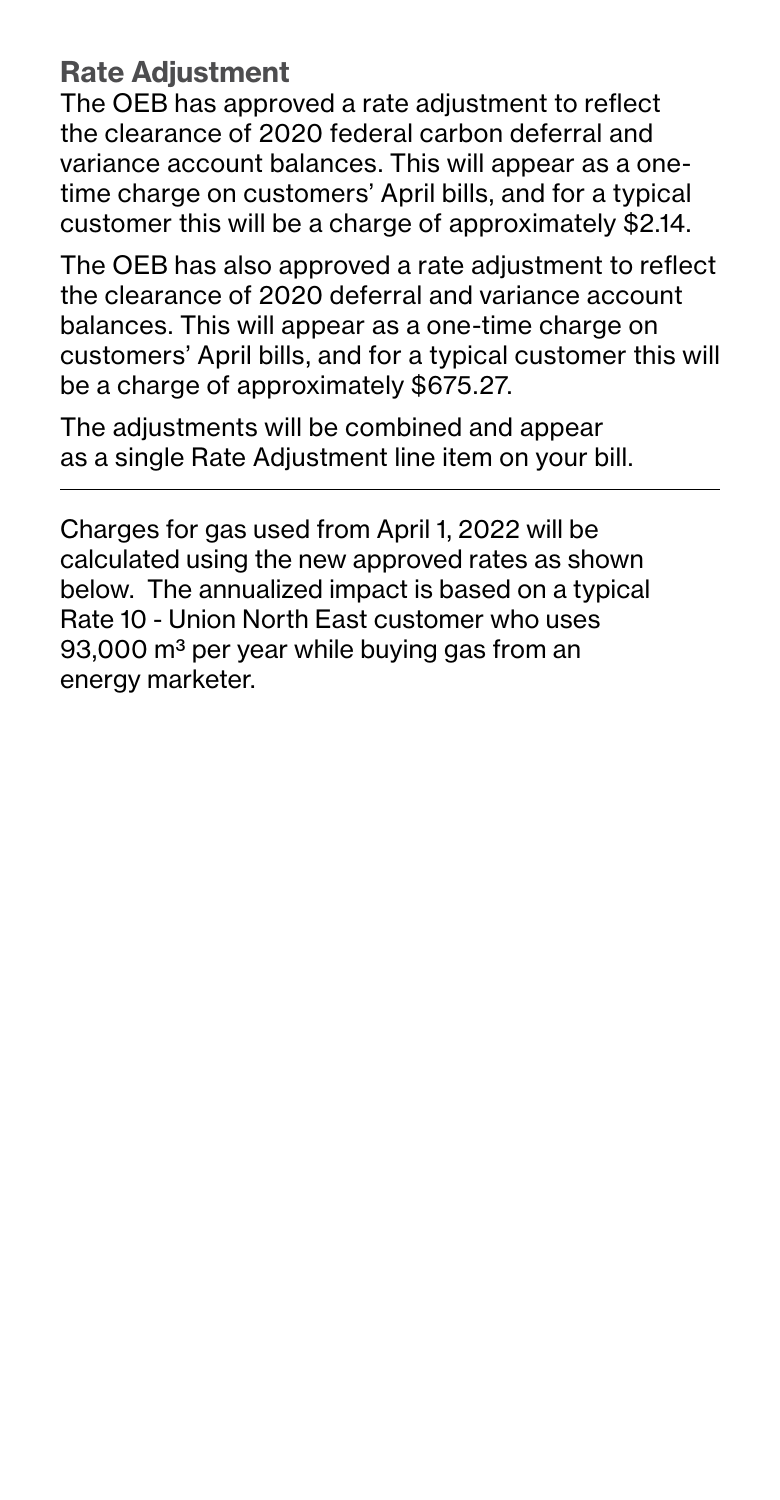## Rate Adjustment

The OEB has approved a rate adjustment to reflect the clearance of 2020 federal carbon deferral and variance account balances. This will appear as a one-time charge on customers' April bills, and for a typical customer this will be a charge of approximately $2.14.

The OEB has also approved a rate adjustment to reflect the clearance of 2020 deferral and variance account balances. This will appear as a one-time charge on customers' April bills, and for a typical customer this will be a charge of approximately $675.27.

The adjustments will be combined and appear as a single Rate Adjustment line item on your bill.

---

Charges for gas used from April 1, 2022 will be calculated using the new approved rates as shown below. The annualized impact is based on a typical Rate 10 - Union North East customer who uses 93,000 $m^3$ per year while buying gas from an energy marketer.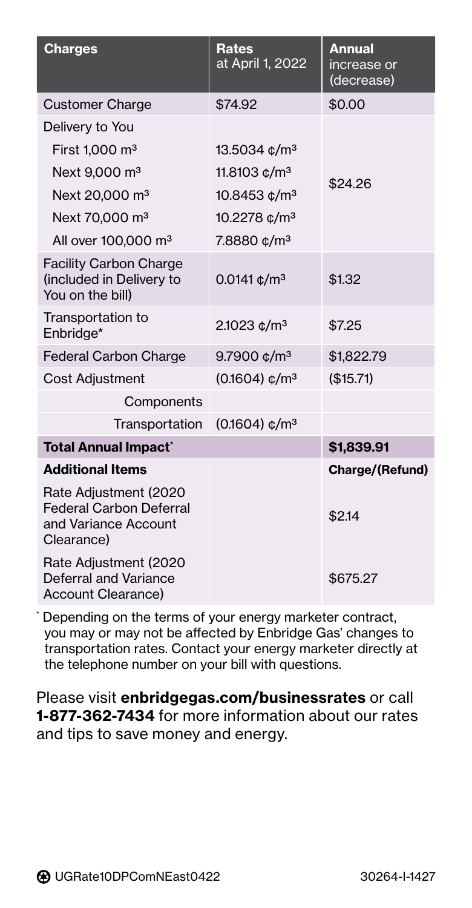| **Charges** | **Rates** at April 1, 2022 | **Annual** increase or (decrease) |
|---|---|---|
| Customer Charge | \$74.92 | \$0.00 |
| Delivery to You | | |
| First 1,000 m³ | 13.5034 ¢/m³ | |
| Next 9,000 m³ | 11.8103 ¢/m³ | \$24.26 |
| Next 20,000 m³ | 10.8453 ¢/m³ | |
| Next 70,000 m³ | 10.2278 ¢/m³ | |
| All over 100,000 m³ | 7.8880 ¢/m³ | |
| Facility Carbon Charge (included in Delivery to You on the bill) | 0.0141 ¢/m³ | \$1.32 |
| Transportation to Enbridge* | 2.1023 ¢/m³ | \$7.25 |
| Federal Carbon Charge | 9.7900 ¢/m³ | \$1,822.79 |
| Cost Adjustment | (0.1604) ¢/m³ | (\$15.71) |
| Components | | |
| Transportation | (0.1604) ¢/m³ | |
| **Total Annual Impact*** | | **\$1,839.91** |
| **Additional Items** | | **Charge/(Refund)** |
| Rate Adjustment (2020 Federal Carbon Deferral and Variance Account Clearance) | | \$2.14 |
| Rate Adjustment (2020 Deferral and Variance Account Clearance) | | \$675.27 |

* Depending on the terms of your energy marketer contract, you may or may not be affected by Enbridge Gas' changes to transportation rates. Contact your energy marketer directly at the telephone number on your bill with questions.

Please visit **enbridgegas.com/businessrates** or call **1-877-362-7434** for more information about our rates and tips to save money and energy.

UGRate10DPComNEast0422 30264-I-1427